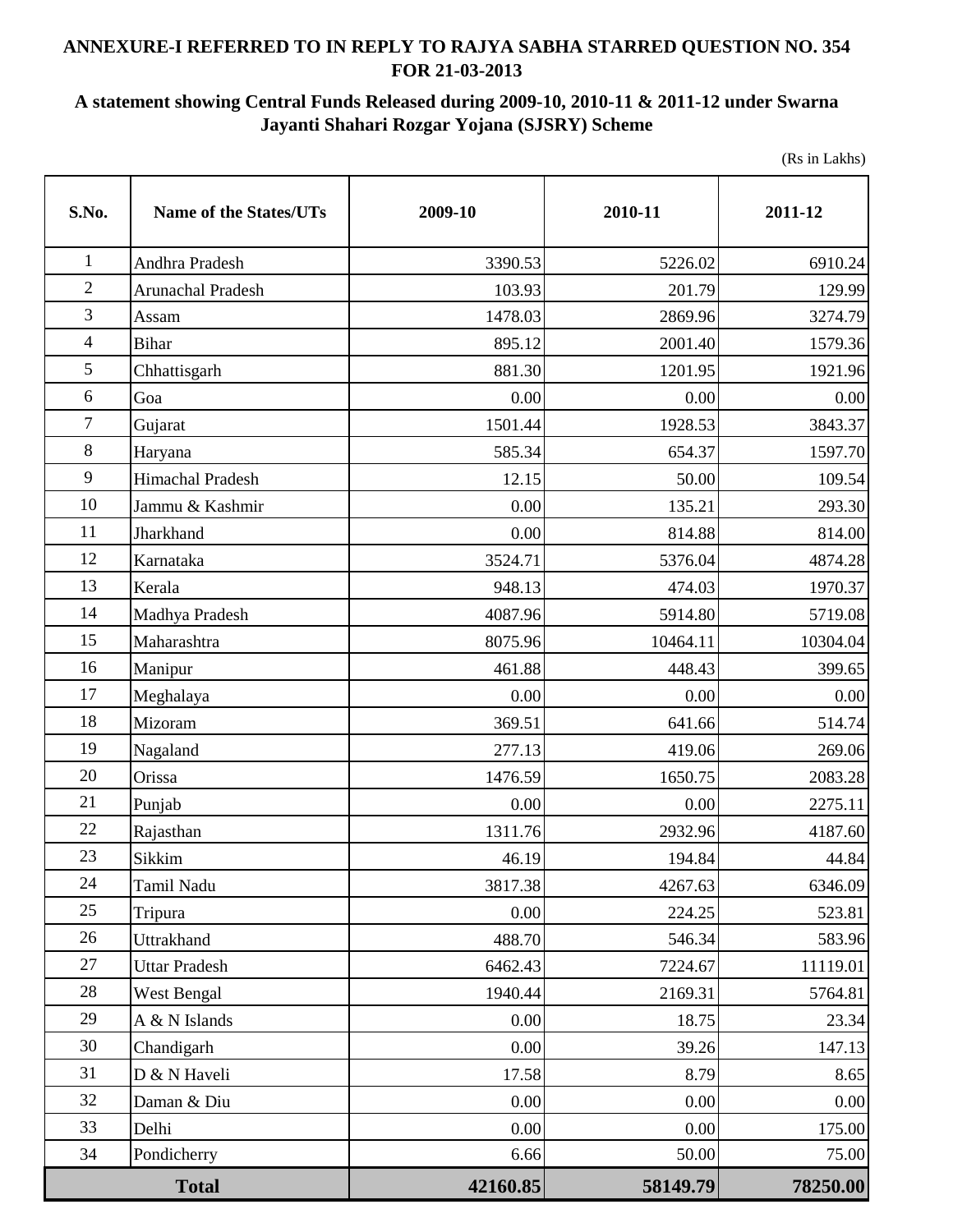**ANNEXURE-I REFERRED TO IN REPLY TO RAJYA SABHA STARRED QUESTION NO. 354 FOR 21-03-2013**

**A statement showing Central Funds Released during 2009-10, 2010-11 & 2011-12 under Swarna Jayanti Shahari Rozgar Yojana (SJSRY) Scheme**

(Rs in Lakhs)

| S.No. | Name of the States/UTs | 2009-10 | 2010-11 | 2011-12 |
|---|---|---|---|---|
| 1 | Andhra Pradesh | 3390.53 | 5226.02 | 6910.24 |
| 2 | Arunachal Pradesh | 103.93 | 201.79 | 129.99 |
| 3 | Assam | 1478.03 | 2869.96 | 3274.79 |
| 4 | Bihar | 895.12 | 2001.40 | 1579.36 |
| 5 | Chhattisgarh | 881.30 | 1201.95 | 1921.96 |
| 6 | Goa | 0.00 | 0.00 | 0.00 |
| 7 | Gujarat | 1501.44 | 1928.53 | 3843.37 |
| 8 | Haryana | 585.34 | 654.37 | 1597.70 |
| 9 | Himachal Pradesh | 12.15 | 50.00 | 109.54 |
| 10 | Jammu & Kashmir | 0.00 | 135.21 | 293.30 |
| 11 | Jharkhand | 0.00 | 814.88 | 814.00 |
| 12 | Karnataka | 3524.71 | 5376.04 | 4874.28 |
| 13 | Kerala | 948.13 | 474.03 | 1970.37 |
| 14 | Madhya Pradesh | 4087.96 | 5914.80 | 5719.08 |
| 15 | Maharashtra | 8075.96 | 10464.11 | 10304.04 |
| 16 | Manipur | 461.88 | 448.43 | 399.65 |
| 17 | Meghalaya | 0.00 | 0.00 | 0.00 |
| 18 | Mizoram | 369.51 | 641.66 | 514.74 |
| 19 | Nagaland | 277.13 | 419.06 | 269.06 |
| 20 | Orissa | 1476.59 | 1650.75 | 2083.28 |
| 21 | Punjab | 0.00 | 0.00 | 2275.11 |
| 22 | Rajasthan | 1311.76 | 2932.96 | 4187.60 |
| 23 | Sikkim | 46.19 | 194.84 | 44.84 |
| 24 | Tamil Nadu | 3817.38 | 4267.63 | 6346.09 |
| 25 | Tripura | 0.00 | 224.25 | 523.81 |
| 26 | Uttrakhand | 488.70 | 546.34 | 583.96 |
| 27 | Uttar Pradesh | 6462.43 | 7224.67 | 11119.01 |
| 28 | West Bengal | 1940.44 | 2169.31 | 5764.81 |
| 29 | A & N Islands | 0.00 | 18.75 | 23.34 |
| 30 | Chandigarh | 0.00 | 39.26 | 147.13 |
| 31 | D & N Haveli | 17.58 | 8.79 | 8.65 |
| 32 | Daman & Diu | 0.00 | 0.00 | 0.00 |
| 33 | Delhi | 0.00 | 0.00 | 175.00 |
| 34 | Pondicherry | 6.66 | 50.00 | 75.00 |
| **Total** | | **42160.85** | **58149.79** | **78250.00** |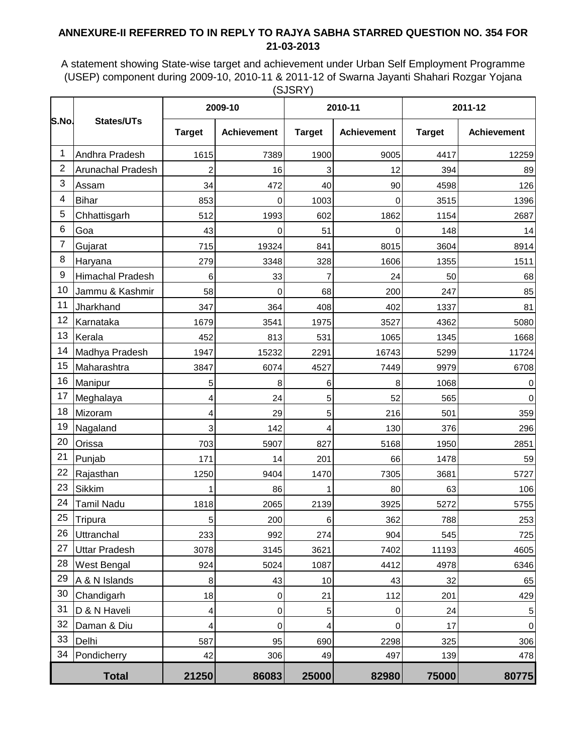**ANNEXURE-II REFERRED TO IN REPLY TO RAJYA SABHA STARRED QUESTION NO. 354 FOR 21-03-2013**

A statement showing State-wise target and achievement under Urban Self Employment Programme (USEP) component during 2009-10, 2010-11 & 2011-12 of Swarna Jayanti Shahari Rozgar Yojana (SJSRY)

| S.No. | States/UTs | 2009-10 | | 2010-11 | | 2011-12 | |
|---|---|---|---|---|---|---|---|
| | | Target | Achievement | Target | Achievement | Target | Achievement |
| 1 | Andhra Pradesh | 1615 | 7389 | 1900 | 9005 | 4417 | 12259 |
| 2 | Arunachal Pradesh | 2 | 16 | 3 | 12 | 394 | 89 |
| 3 | Assam | 34 | 472 | 40 | 90 | 4598 | 126 |
| 4 | Bihar | 853 | 0 | 1003 | 0 | 3515 | 1396 |
| 5 | Chhattisgarh | 512 | 1993 | 602 | 1862 | 1154 | 2687 |
| 6 | Goa | 43 | 0 | 51 | 0 | 148 | 14 |
| 7 | Gujarat | 715 | 19324 | 841 | 8015 | 3604 | 8914 |
| 8 | Haryana | 279 | 3348 | 328 | 1606 | 1355 | 1511 |
| 9 | Himachal Pradesh | 6 | 33 | 7 | 24 | 50 | 68 |
| 10 | Jammu & Kashmir | 58 | 0 | 68 | 200 | 247 | 85 |
| 11 | Jharkhand | 347 | 364 | 408 | 402 | 1337 | 81 |
| 12 | Karnataka | 1679 | 3541 | 1975 | 3527 | 4362 | 5080 |
| 13 | Kerala | 452 | 813 | 531 | 1065 | 1345 | 1668 |
| 14 | Madhya Pradesh | 1947 | 15232 | 2291 | 16743 | 5299 | 11724 |
| 15 | Maharashtra | 3847 | 6074 | 4527 | 7449 | 9979 | 6708 |
| 16 | Manipur | 5 | 8 | 6 | 8 | 1068 | 0 |
| 17 | Meghalaya | 4 | 24 | 5 | 52 | 565 | 0 |
| 18 | Mizoram | 4 | 29 | 5 | 216 | 501 | 359 |
| 19 | Nagaland | 3 | 142 | 4 | 130 | 376 | 296 |
| 20 | Orissa | 703 | 5907 | 827 | 5168 | 1950 | 2851 |
| 21 | Punjab | 171 | 14 | 201 | 66 | 1478 | 59 |
| 22 | Rajasthan | 1250 | 9404 | 1470 | 7305 | 3681 | 5727 |
| 23 | Sikkim | 1 | 86 | 1 | 80 | 63 | 106 |
| 24 | Tamil Nadu | 1818 | 2065 | 2139 | 3925 | 5272 | 5755 |
| 25 | Tripura | 5 | 200 | 6 | 362 | 788 | 253 |
| 26 | Uttranchal | 233 | 992 | 274 | 904 | 545 | 725 |
| 27 | Uttar Pradesh | 3078 | 3145 | 3621 | 7402 | 11193 | 4605 |
| 28 | West Bengal | 924 | 5024 | 1087 | 4412 | 4978 | 6346 |
| 29 | A & N Islands | 8 | 43 | 10 | 43 | 32 | 65 |
| 30 | Chandigarh | 18 | 0 | 21 | 112 | 201 | 429 |
| 31 | D & N Haveli | 4 | 0 | 5 | 0 | 24 | 5 |
| 32 | Daman & Diu | 4 | 0 | 4 | 0 | 17 | 0 |
| 33 | Delhi | 587 | 95 | 690 | 2298 | 325 | 306 |
| 34 | Pondicherry | 42 | 306 | 49 | 497 | 139 | 478 |
| **Total** | | **21250** | **86083** | **25000** | **82980** | **75000** | **80775** |